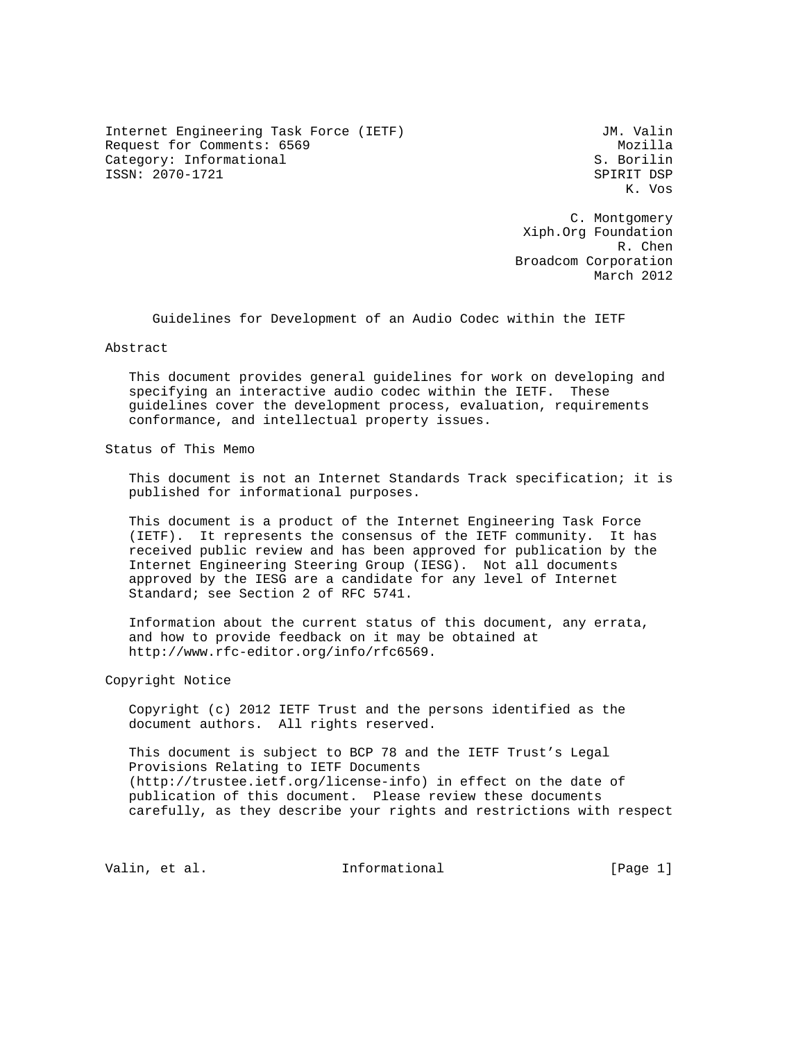Internet Engineering Task Force (IETF)  
Request for Comments: 6569  
Category: Informational  
ISSN: 2070-1721

JM. Valin  
Mozilla  
S. Borilin  
SPIRIT DSP  
K. Vos

C. Montgomery  
Xiph.Org Foundation  
R. Chen  
Broadcom Corporation  
March 2012

# Guidelines for Development of an Audio Codec within the IETF

## Abstract

This document provides general guidelines for work on developing and specifying an interactive audio codec within the IETF. These guidelines cover the development process, evaluation, requirements conformance, and intellectual property issues.

## Status of This Memo

This document is not an Internet Standards Track specification; it is published for informational purposes.

This document is a product of the Internet Engineering Task Force (IETF). It represents the consensus of the IETF community. It has received public review and has been approved for publication by the Internet Engineering Steering Group (IESG). Not all documents approved by the IESG are a candidate for any level of Internet Standard; see Section 2 of RFC 5741.

Information about the current status of this document, any errata, and how to provide feedback on it may be obtained at http://www.rfc-editor.org/info/rfc6569.

## Copyright Notice

Copyright (c) 2012 IETF Trust and the persons identified as the document authors. All rights reserved.

This document is subject to BCP 78 and the IETF Trust's Legal Provisions Relating to IETF Documents (http://trustee.ietf.org/license-info) in effect on the date of publication of this document. Please review these documents carefully, as they describe your rights and restrictions with respect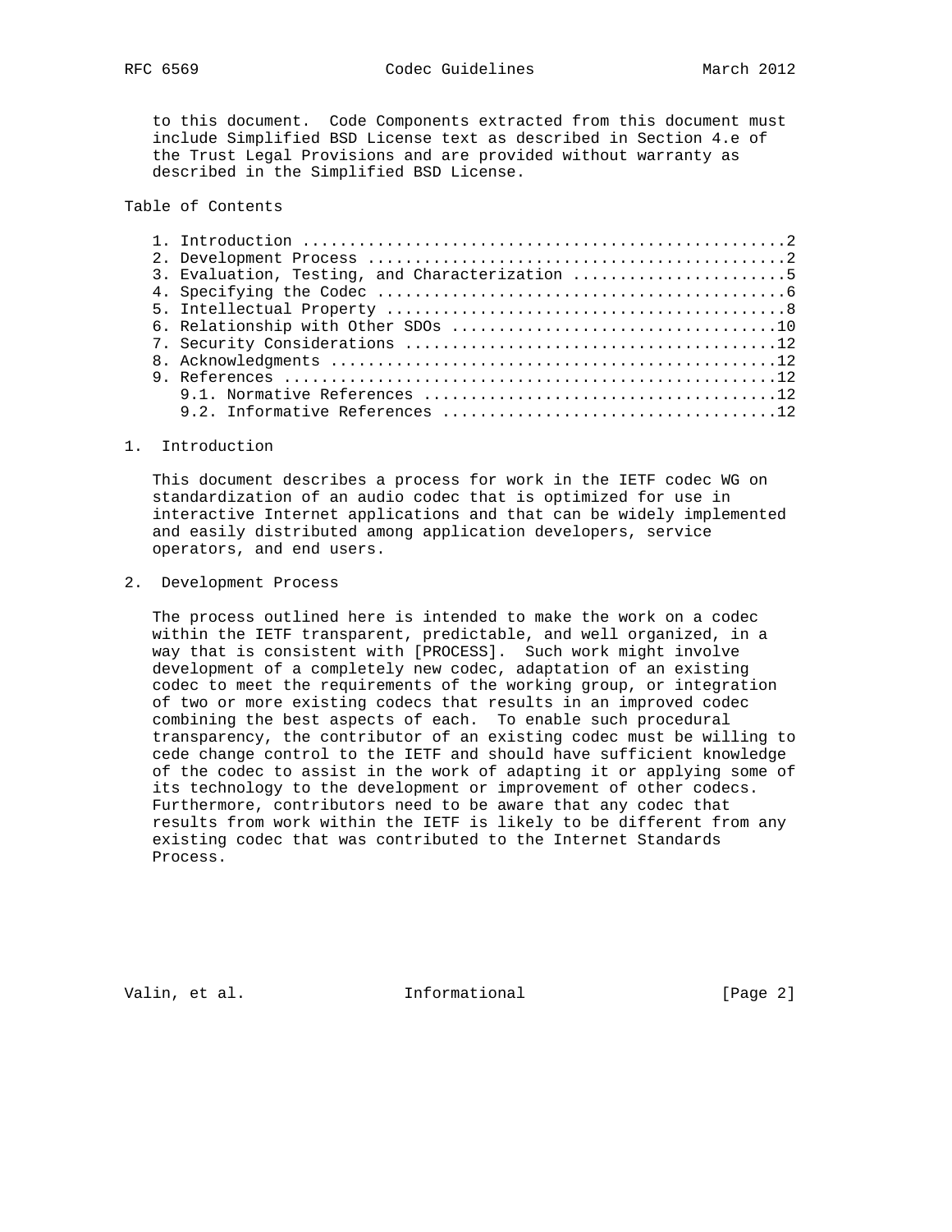to this document. Code Components extracted from this document must include Simplified BSD License text as described in Section 4.e of the Trust Legal Provisions and are provided without warranty as described in the Simplified BSD License.

Table of Contents

```
   1. Introduction ....................................................2
   2. Development Process .............................................2
   3. Evaluation, Testing, and Characterization .......................5
   4. Specifying the Codec ............................................6
   5. Intellectual Property ...........................................8
   6. Relationship with Other SDOs ...................................10
   7. Security Considerations ........................................12
   8. Acknowledgments ................................................12
   9. References .....................................................12
      9.1. Normative References ......................................12
      9.2. Informative References ....................................12
```

## 1. Introduction

This document describes a process for work in the IETF codec WG on standardization of an audio codec that is optimized for use in interactive Internet applications and that can be widely implemented and easily distributed among application developers, service operators, and end users.

## 2. Development Process

The process outlined here is intended to make the work on a codec within the IETF transparent, predictable, and well organized, in a way that is consistent with [PROCESS]. Such work might involve development of a completely new codec, adaptation of an existing codec to meet the requirements of the working group, or integration of two or more existing codecs that results in an improved codec combining the best aspects of each. To enable such procedural transparency, the contributor of an existing codec must be willing to cede change control to the IETF and should have sufficient knowledge of the codec to assist in the work of adapting it or applying some of its technology to the development or improvement of other codecs. Furthermore, contributors need to be aware that any codec that results from work within the IETF is likely to be different from any existing codec that was contributed to the Internet Standards Process.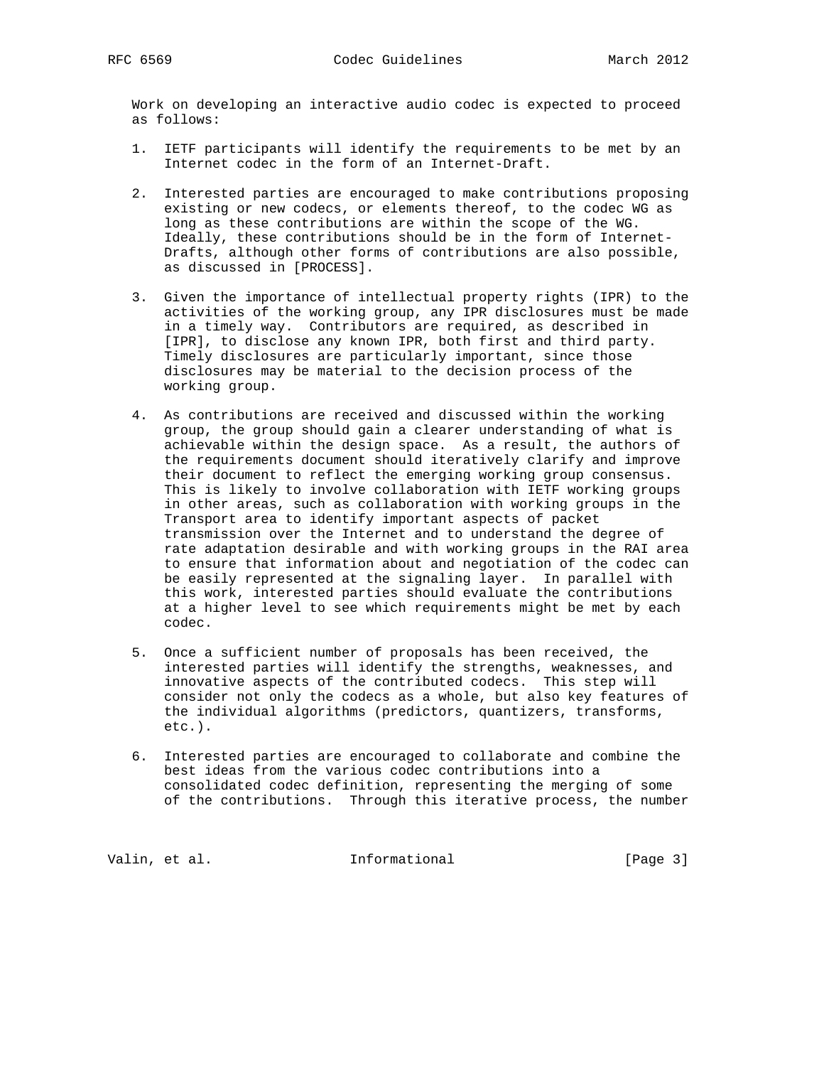Work on developing an interactive audio codec is expected to proceed as follows:

1. IETF participants will identify the requirements to be met by an Internet codec in the form of an Internet-Draft.

2. Interested parties are encouraged to make contributions proposing existing or new codecs, or elements thereof, to the codec WG as long as these contributions are within the scope of the WG. Ideally, these contributions should be in the form of Internet-Drafts, although other forms of contributions are also possible, as discussed in [PROCESS].

3. Given the importance of intellectual property rights (IPR) to the activities of the working group, any IPR disclosures must be made in a timely way. Contributors are required, as described in [IPR], to disclose any known IPR, both first and third party. Timely disclosures are particularly important, since those disclosures may be material to the decision process of the working group.

4. As contributions are received and discussed within the working group, the group should gain a clearer understanding of what is achievable within the design space. As a result, the authors of the requirements document should iteratively clarify and improve their document to reflect the emerging working group consensus. This is likely to involve collaboration with IETF working groups in other areas, such as collaboration with working groups in the Transport area to identify important aspects of packet transmission over the Internet and to understand the degree of rate adaptation desirable and with working groups in the RAI area to ensure that information about and negotiation of the codec can be easily represented at the signaling layer. In parallel with this work, interested parties should evaluate the contributions at a higher level to see which requirements might be met by each codec.

5. Once a sufficient number of proposals has been received, the interested parties will identify the strengths, weaknesses, and innovative aspects of the contributed codecs. This step will consider not only the codecs as a whole, but also key features of the individual algorithms (predictors, quantizers, transforms, etc.).

6. Interested parties are encouraged to collaborate and combine the best ideas from the various codec contributions into a consolidated codec definition, representing the merging of some of the contributions. Through this iterative process, the number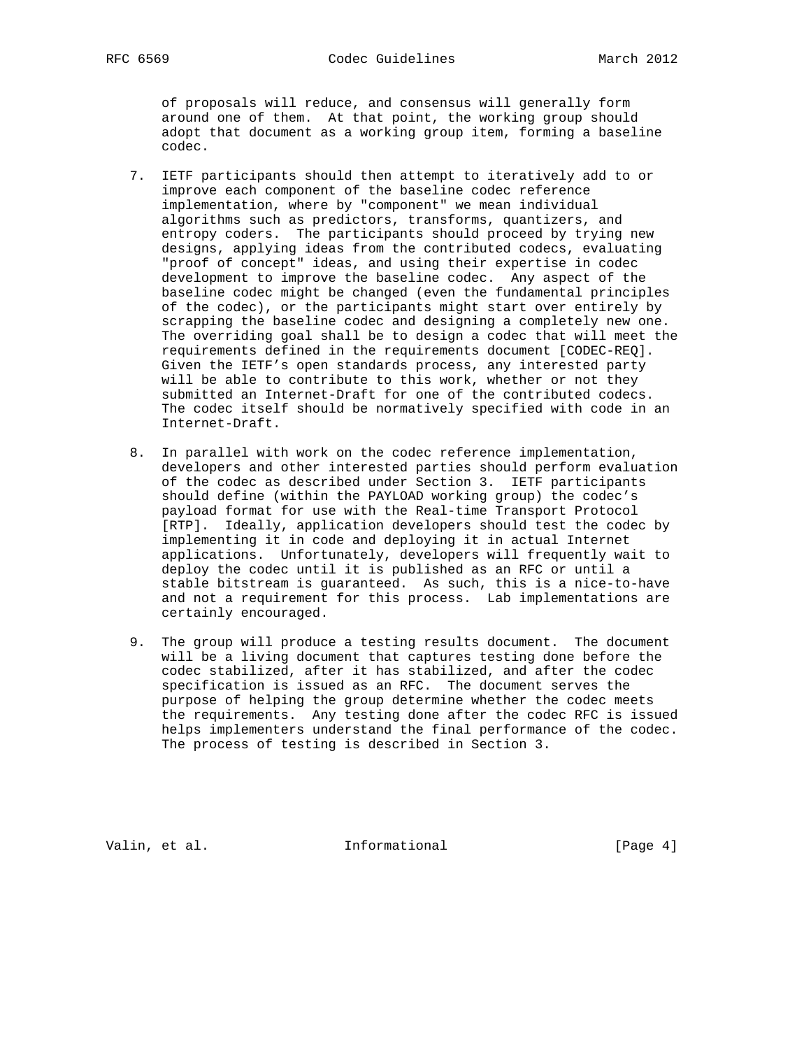of proposals will reduce, and consensus will generally form around one of them. At that point, the working group should adopt that document as a working group item, forming a baseline codec.

7. IETF participants should then attempt to iteratively add to or improve each component of the baseline codec reference implementation, where by "component" we mean individual algorithms such as predictors, transforms, quantizers, and entropy coders. The participants should proceed by trying new designs, applying ideas from the contributed codecs, evaluating "proof of concept" ideas, and using their expertise in codec development to improve the baseline codec. Any aspect of the baseline codec might be changed (even the fundamental principles of the codec), or the participants might start over entirely by scrapping the baseline codec and designing a completely new one. The overriding goal shall be to design a codec that will meet the requirements defined in the requirements document [CODEC-REQ]. Given the IETF's open standards process, any interested party will be able to contribute to this work, whether or not they submitted an Internet-Draft for one of the contributed codecs. The codec itself should be normatively specified with code in an Internet-Draft.

8. In parallel with work on the codec reference implementation, developers and other interested parties should perform evaluation of the codec as described under Section 3. IETF participants should define (within the PAYLOAD working group) the codec's payload format for use with the Real-time Transport Protocol [RTP]. Ideally, application developers should test the codec by implementing it in code and deploying it in actual Internet applications. Unfortunately, developers will frequently wait to deploy the codec until it is published as an RFC or until a stable bitstream is guaranteed. As such, this is a nice-to-have and not a requirement for this process. Lab implementations are certainly encouraged.

9. The group will produce a testing results document. The document will be a living document that captures testing done before the codec stabilized, after it has stabilized, and after the codec specification is issued as an RFC. The document serves the purpose of helping the group determine whether the codec meets the requirements. Any testing done after the codec RFC is issued helps implementers understand the final performance of the codec. The process of testing is described in Section 3.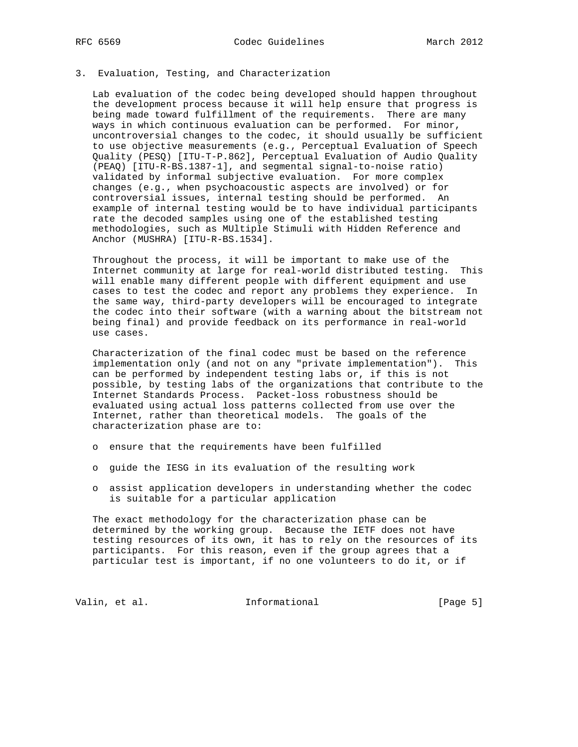## 3. Evaluation, Testing, and Characterization

Lab evaluation of the codec being developed should happen throughout the development process because it will help ensure that progress is being made toward fulfillment of the requirements. There are many ways in which continuous evaluation can be performed. For minor, uncontroversial changes to the codec, it should usually be sufficient to use objective measurements (e.g., Perceptual Evaluation of Speech Quality (PESQ) [ITU-T-P.862], Perceptual Evaluation of Audio Quality (PEAQ) [ITU-R-BS.1387-1], and segmental signal-to-noise ratio) validated by informal subjective evaluation. For more complex changes (e.g., when psychoacoustic aspects are involved) or for controversial issues, internal testing should be performed. An example of internal testing would be to have individual participants rate the decoded samples using one of the established testing methodologies, such as MUltiple Stimuli with Hidden Reference and Anchor (MUSHRA) [ITU-R-BS.1534].

Throughout the process, it will be important to make use of the Internet community at large for real-world distributed testing. This will enable many different people with different equipment and use cases to test the codec and report any problems they experience. In the same way, third-party developers will be encouraged to integrate the codec into their software (with a warning about the bitstream not being final) and provide feedback on its performance in real-world use cases.

Characterization of the final codec must be based on the reference implementation only (and not on any "private implementation"). This can be performed by independent testing labs or, if this is not possible, by testing labs of the organizations that contribute to the Internet Standards Process. Packet-loss robustness should be evaluated using actual loss patterns collected from use over the Internet, rather than theoretical models. The goals of the characterization phase are to:

- ensure that the requirements have been fulfilled
- guide the IESG in its evaluation of the resulting work
- assist application developers in understanding whether the codec is suitable for a particular application

The exact methodology for the characterization phase can be determined by the working group. Because the IETF does not have testing resources of its own, it has to rely on the resources of its participants. For this reason, even if the group agrees that a particular test is important, if no one volunteers to do it, or if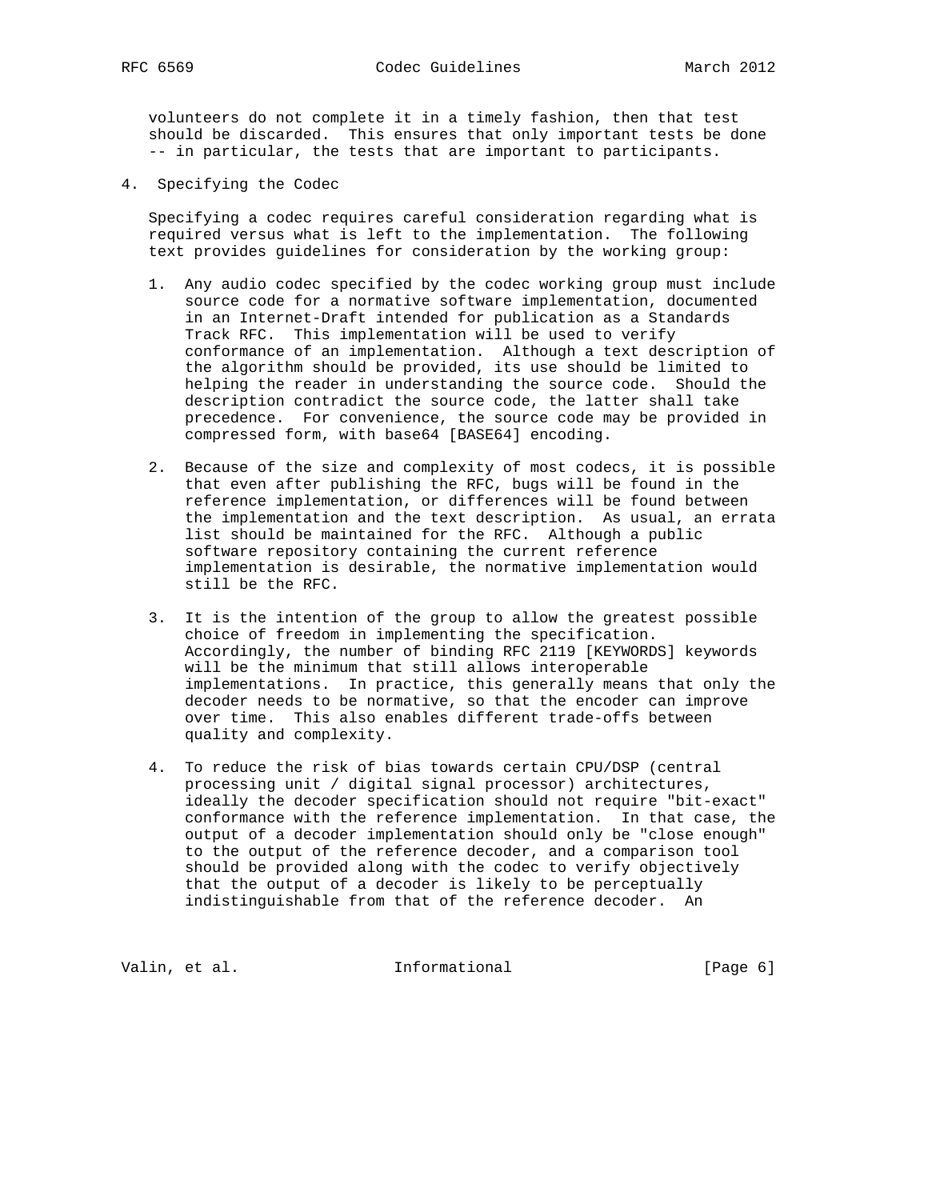volunteers do not complete it in a timely fashion, then that test should be discarded. This ensures that only important tests be done -- in particular, the tests that are important to participants.

## 4. Specifying the Codec

Specifying a codec requires careful consideration regarding what is required versus what is left to the implementation. The following text provides guidelines for consideration by the working group:

1. Any audio codec specified by the codec working group must include source code for a normative software implementation, documented in an Internet-Draft intended for publication as a Standards Track RFC. This implementation will be used to verify conformance of an implementation. Although a text description of the algorithm should be provided, its use should be limited to helping the reader in understanding the source code. Should the description contradict the source code, the latter shall take precedence. For convenience, the source code may be provided in compressed form, with base64 [BASE64] encoding.

2. Because of the size and complexity of most codecs, it is possible that even after publishing the RFC, bugs will be found in the reference implementation, or differences will be found between the implementation and the text description. As usual, an errata list should be maintained for the RFC. Although a public software repository containing the current reference implementation is desirable, the normative implementation would still be the RFC.

3. It is the intention of the group to allow the greatest possible choice of freedom in implementing the specification. Accordingly, the number of binding RFC 2119 [KEYWORDS] keywords will be the minimum that still allows interoperable implementations. In practice, this generally means that only the decoder needs to be normative, so that the encoder can improve over time. This also enables different trade-offs between quality and complexity.

4. To reduce the risk of bias towards certain CPU/DSP (central processing unit / digital signal processor) architectures, ideally the decoder specification should not require "bit-exact" conformance with the reference implementation. In that case, the output of a decoder implementation should only be "close enough" to the output of the reference decoder, and a comparison tool should be provided along with the codec to verify objectively that the output of a decoder is likely to be perceptually indistinguishable from that of the reference decoder. An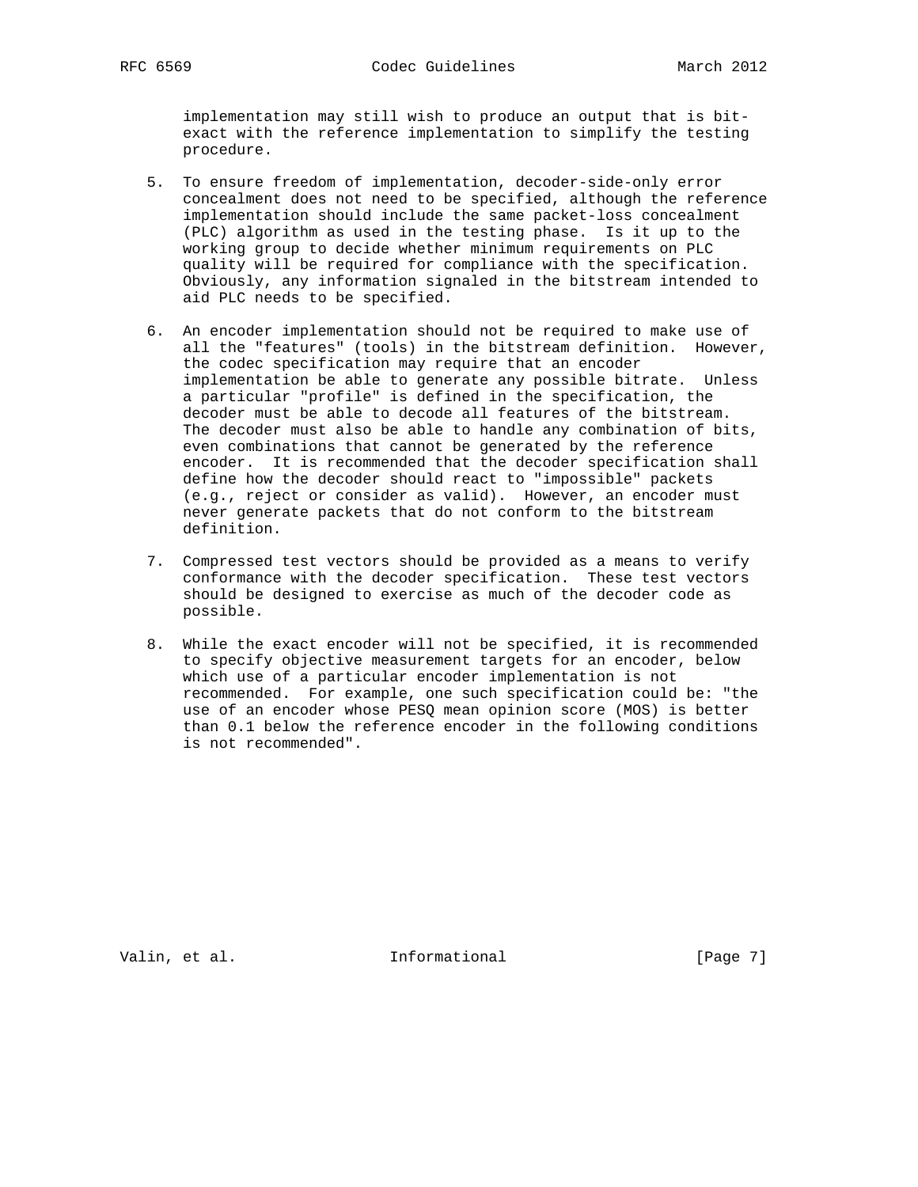implementation may still wish to produce an output that is bit-exact with the reference implementation to simplify the testing procedure.

5. To ensure freedom of implementation, decoder-side-only error concealment does not need to be specified, although the reference implementation should include the same packet-loss concealment (PLC) algorithm as used in the testing phase. Is it up to the working group to decide whether minimum requirements on PLC quality will be required for compliance with the specification. Obviously, any information signaled in the bitstream intended to aid PLC needs to be specified.

6. An encoder implementation should not be required to make use of all the "features" (tools) in the bitstream definition. However, the codec specification may require that an encoder implementation be able to generate any possible bitrate. Unless a particular "profile" is defined in the specification, the decoder must be able to decode all features of the bitstream. The decoder must also be able to handle any combination of bits, even combinations that cannot be generated by the reference encoder. It is recommended that the decoder specification shall define how the decoder should react to "impossible" packets (e.g., reject or consider as valid). However, an encoder must never generate packets that do not conform to the bitstream definition.

7. Compressed test vectors should be provided as a means to verify conformance with the decoder specification. These test vectors should be designed to exercise as much of the decoder code as possible.

8. While the exact encoder will not be specified, it is recommended to specify objective measurement targets for an encoder, below which use of a particular encoder implementation is not recommended. For example, one such specification could be: "the use of an encoder whose PESQ mean opinion score (MOS) is better than 0.1 below the reference encoder in the following conditions is not recommended".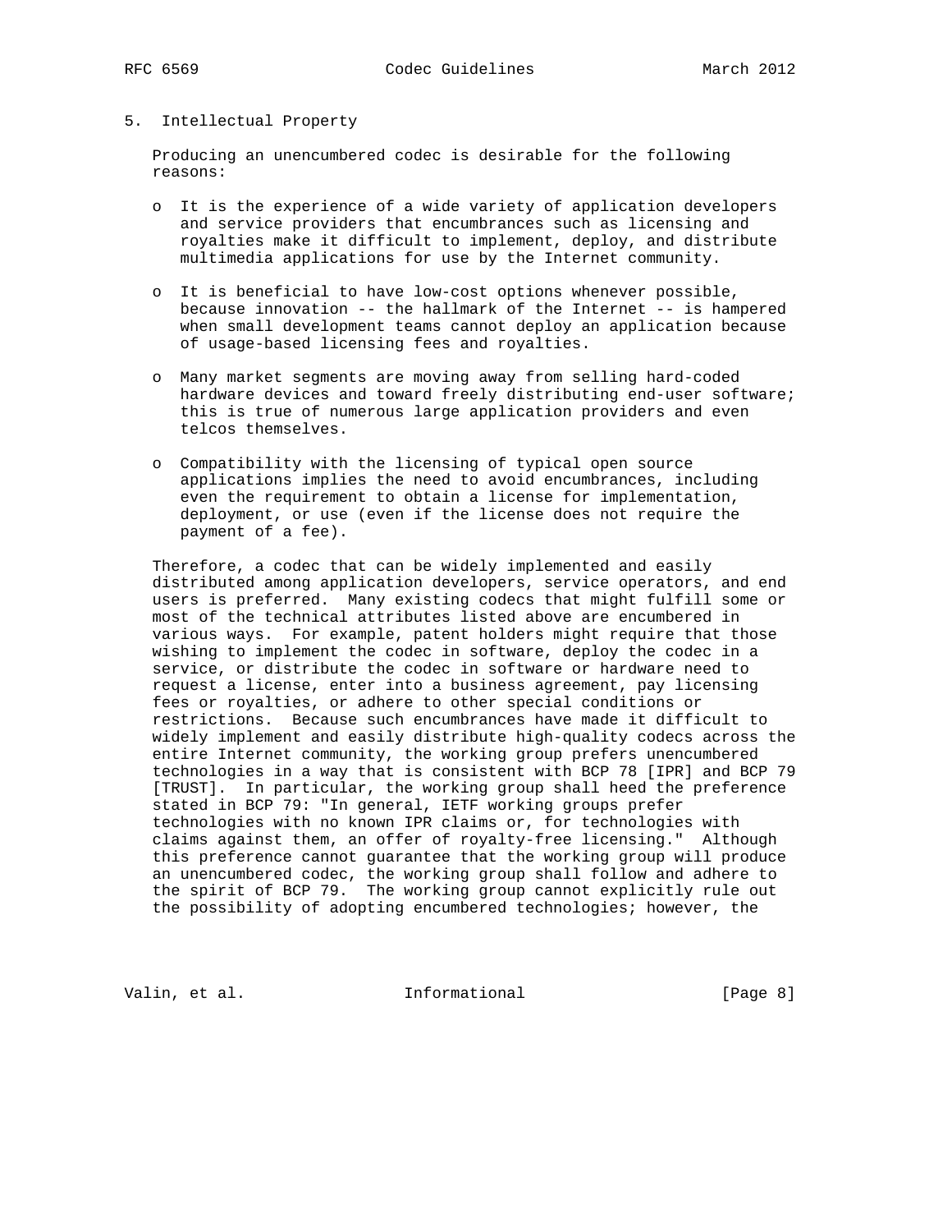## 5. Intellectual Property

Producing an unencumbered codec is desirable for the following reasons:

- It is the experience of a wide variety of application developers and service providers that encumbrances such as licensing and royalties make it difficult to implement, deploy, and distribute multimedia applications for use by the Internet community.

- It is beneficial to have low-cost options whenever possible, because innovation -- the hallmark of the Internet -- is hampered when small development teams cannot deploy an application because of usage-based licensing fees and royalties.

- Many market segments are moving away from selling hard-coded hardware devices and toward freely distributing end-user software; this is true of numerous large application providers and even telcos themselves.

- Compatibility with the licensing of typical open source applications implies the need to avoid encumbrances, including even the requirement to obtain a license for implementation, deployment, or use (even if the license does not require the payment of a fee).

Therefore, a codec that can be widely implemented and easily distributed among application developers, service operators, and end users is preferred. Many existing codecs that might fulfill some or most of the technical attributes listed above are encumbered in various ways. For example, patent holders might require that those wishing to implement the codec in software, deploy the codec in a service, or distribute the codec in software or hardware need to request a license, enter into a business agreement, pay licensing fees or royalties, or adhere to other special conditions or restrictions. Because such encumbrances have made it difficult to widely implement and easily distribute high-quality codecs across the entire Internet community, the working group prefers unencumbered technologies in a way that is consistent with BCP 78 [IPR] and BCP 79 [TRUST]. In particular, the working group shall heed the preference stated in BCP 79: "In general, IETF working groups prefer technologies with no known IPR claims or, for technologies with claims against them, an offer of royalty-free licensing." Although this preference cannot guarantee that the working group will produce an unencumbered codec, the working group shall follow and adhere to the spirit of BCP 79. The working group cannot explicitly rule out the possibility of adopting encumbered technologies; however, the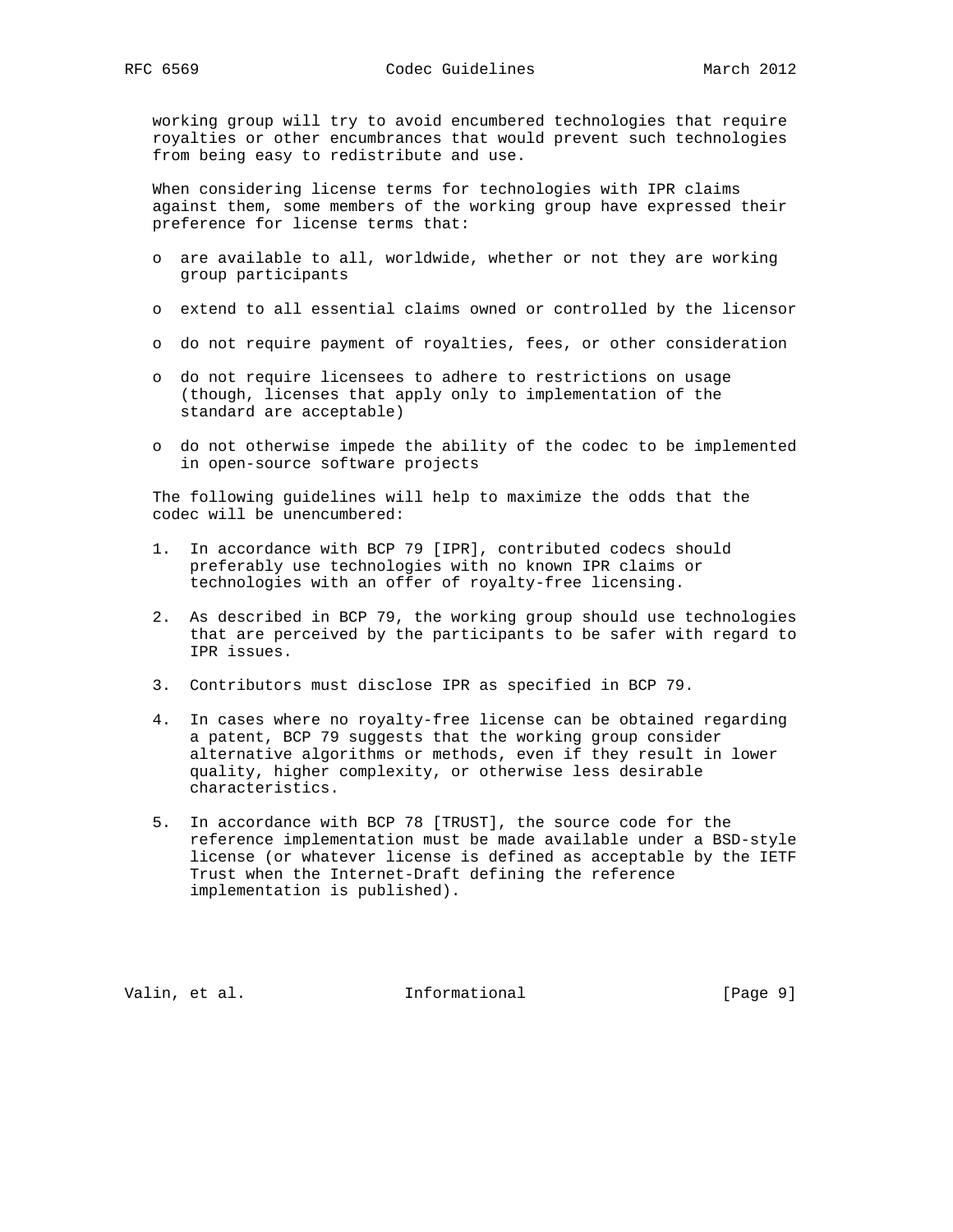working group will try to avoid encumbered technologies that require royalties or other encumbrances that would prevent such technologies from being easy to redistribute and use.

When considering license terms for technologies with IPR claims against them, some members of the working group have expressed their preference for license terms that:

- are available to all, worldwide, whether or not they are working group participants
- extend to all essential claims owned or controlled by the licensor
- do not require payment of royalties, fees, or other consideration
- do not require licensees to adhere to restrictions on usage (though, licenses that apply only to implementation of the standard are acceptable)
- do not otherwise impede the ability of the codec to be implemented in open-source software projects

The following guidelines will help to maximize the odds that the codec will be unencumbered:

1. In accordance with BCP 79 [IPR], contributed codecs should preferably use technologies with no known IPR claims or technologies with an offer of royalty-free licensing.
2. As described in BCP 79, the working group should use technologies that are perceived by the participants to be safer with regard to IPR issues.
3. Contributors must disclose IPR as specified in BCP 79.
4. In cases where no royalty-free license can be obtained regarding a patent, BCP 79 suggests that the working group consider alternative algorithms or methods, even if they result in lower quality, higher complexity, or otherwise less desirable characteristics.
5. In accordance with BCP 78 [TRUST], the source code for the reference implementation must be made available under a BSD-style license (or whatever license is defined as acceptable by the IETF Trust when the Internet-Draft defining the reference implementation is published).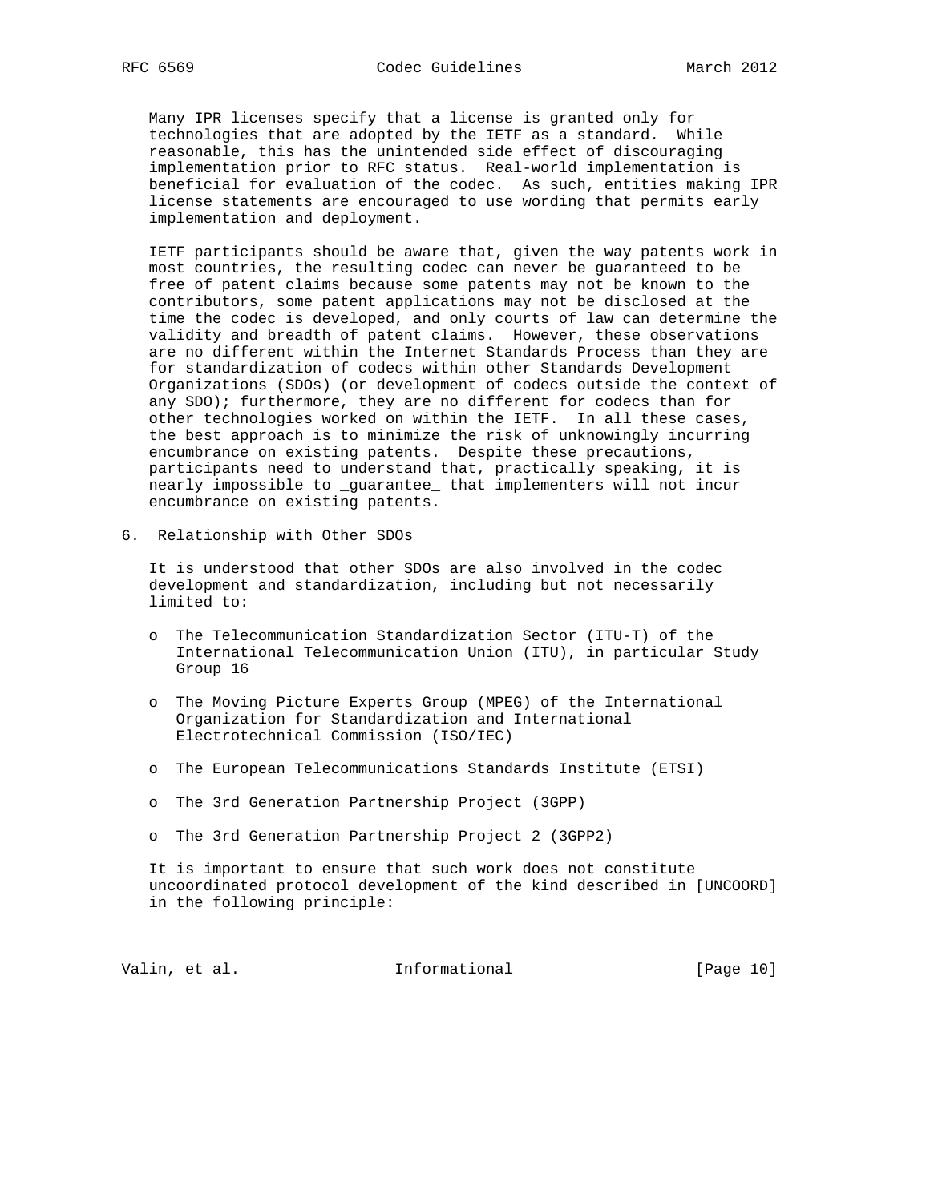Many IPR licenses specify that a license is granted only for technologies that are adopted by the IETF as a standard. While reasonable, this has the unintended side effect of discouraging implementation prior to RFC status. Real-world implementation is beneficial for evaluation of the codec. As such, entities making IPR license statements are encouraged to use wording that permits early implementation and deployment.

IETF participants should be aware that, given the way patents work in most countries, the resulting codec can never be guaranteed to be free of patent claims because some patents may not be known to the contributors, some patent applications may not be disclosed at the time the codec is developed, and only courts of law can determine the validity and breadth of patent claims. However, these observations are no different within the Internet Standards Process than they are for standardization of codecs within other Standards Development Organizations (SDOs) (or development of codecs outside the context of any SDO); furthermore, they are no different for codecs than for other technologies worked on within the IETF. In all these cases, the best approach is to minimize the risk of unknowingly incurring encumbrance on existing patents. Despite these precautions, participants need to understand that, practically speaking, it is nearly impossible to _guarantee_ that implementers will not incur encumbrance on existing patents.

## 6. Relationship with Other SDOs

It is understood that other SDOs are also involved in the codec development and standardization, including but not necessarily limited to:

- The Telecommunication Standardization Sector (ITU-T) of the International Telecommunication Union (ITU), in particular Study Group 16
- The Moving Picture Experts Group (MPEG) of the International Organization for Standardization and International Electrotechnical Commission (ISO/IEC)
- The European Telecommunications Standards Institute (ETSI)
- The 3rd Generation Partnership Project (3GPP)
- The 3rd Generation Partnership Project 2 (3GPP2)

It is important to ensure that such work does not constitute uncoordinated protocol development of the kind described in [UNCOORD] in the following principle: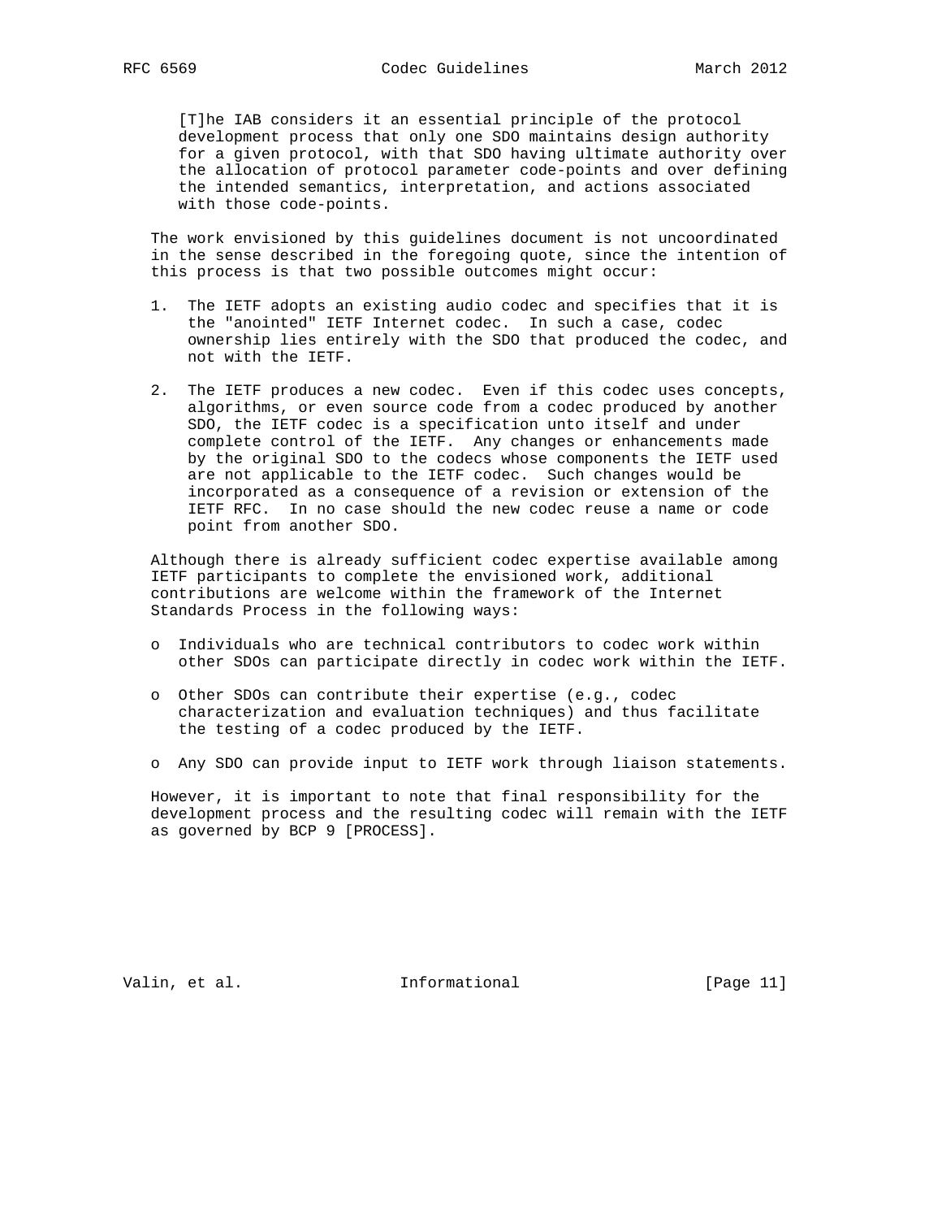> [T]he IAB considers it an essential principle of the protocol development process that only one SDO maintains design authority for a given protocol, with that SDO having ultimate authority over the allocation of protocol parameter code-points and over defining the intended semantics, interpretation, and actions associated with those code-points.

The work envisioned by this guidelines document is not uncoordinated in the sense described in the foregoing quote, since the intention of this process is that two possible outcomes might occur:

1. The IETF adopts an existing audio codec and specifies that it is the "anointed" IETF Internet codec. In such a case, codec ownership lies entirely with the SDO that produced the codec, and not with the IETF.

2. The IETF produces a new codec. Even if this codec uses concepts, algorithms, or even source code from a codec produced by another SDO, the IETF codec is a specification unto itself and under complete control of the IETF. Any changes or enhancements made by the original SDO to the codecs whose components the IETF used are not applicable to the IETF codec. Such changes would be incorporated as a consequence of a revision or extension of the IETF RFC. In no case should the new codec reuse a name or code point from another SDO.

Although there is already sufficient codec expertise available among IETF participants to complete the envisioned work, additional contributions are welcome within the framework of the Internet Standards Process in the following ways:

- Individuals who are technical contributors to codec work within other SDOs can participate directly in codec work within the IETF.

- Other SDOs can contribute their expertise (e.g., codec characterization and evaluation techniques) and thus facilitate the testing of a codec produced by the IETF.

- Any SDO can provide input to IETF work through liaison statements.

However, it is important to note that final responsibility for the development process and the resulting codec will remain with the IETF as governed by BCP 9 [PROCESS].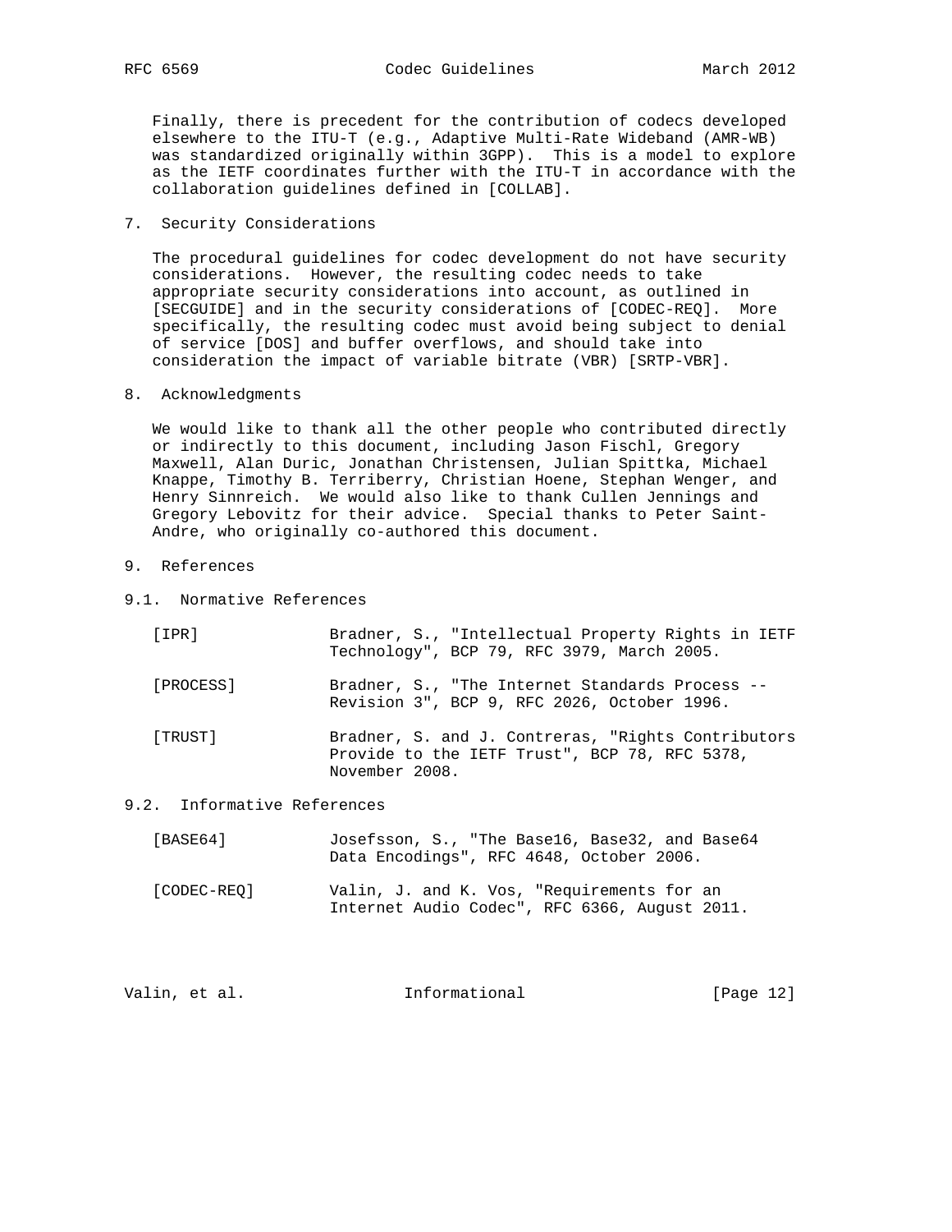Finally, there is precedent for the contribution of codecs developed elsewhere to the ITU-T (e.g., Adaptive Multi-Rate Wideband (AMR-WB) was standardized originally within 3GPP). This is a model to explore as the IETF coordinates further with the ITU-T in accordance with the collaboration guidelines defined in [COLLAB].

## 7. Security Considerations

The procedural guidelines for codec development do not have security considerations. However, the resulting codec needs to take appropriate security considerations into account, as outlined in [SECGUIDE] and in the security considerations of [CODEC-REQ]. More specifically, the resulting codec must avoid being subject to denial of service [DOS] and buffer overflows, and should take into consideration the impact of variable bitrate (VBR) [SRTP-VBR].

## 8. Acknowledgments

We would like to thank all the other people who contributed directly or indirectly to this document, including Jason Fischl, Gregory Maxwell, Alan Duric, Jonathan Christensen, Julian Spittka, Michael Knappe, Timothy B. Terriberry, Christian Hoene, Stephan Wenger, and Henry Sinnreich. We would also like to thank Cullen Jennings and Gregory Lebovitz for their advice. Special thanks to Peter Saint-Andre, who originally co-authored this document.

## 9. References

### 9.1. Normative References

[IPR] Bradner, S., "Intellectual Property Rights in IETF Technology", BCP 79, RFC 3979, March 2005.

[PROCESS] Bradner, S., "The Internet Standards Process -- Revision 3", BCP 9, RFC 2026, October 1996.

[TRUST] Bradner, S. and J. Contreras, "Rights Contributors Provide to the IETF Trust", BCP 78, RFC 5378, November 2008.

### 9.2. Informative References

[BASE64] Josefsson, S., "The Base16, Base32, and Base64 Data Encodings", RFC 4648, October 2006.

[CODEC-REQ] Valin, J. and K. Vos, "Requirements for an Internet Audio Codec", RFC 6366, August 2011.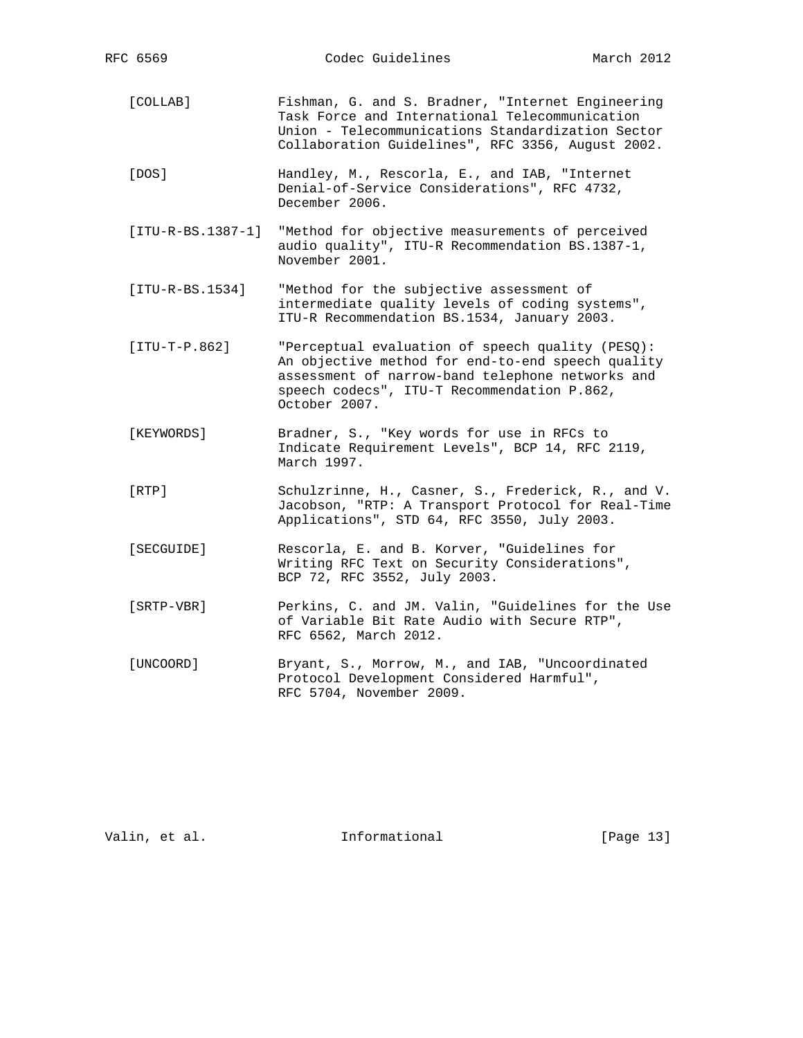[COLLAB] Fishman, G. and S. Bradner, "Internet Engineering Task Force and International Telecommunication Union - Telecommunications Standardization Sector Collaboration Guidelines", RFC 3356, August 2002.

[DOS] Handley, M., Rescorla, E., and IAB, "Internet Denial-of-Service Considerations", RFC 4732, December 2006.

[ITU-R-BS.1387-1] "Method for objective measurements of perceived audio quality", ITU-R Recommendation BS.1387-1, November 2001.

[ITU-R-BS.1534] "Method for the subjective assessment of intermediate quality levels of coding systems", ITU-R Recommendation BS.1534, January 2003.

[ITU-T-P.862] "Perceptual evaluation of speech quality (PESQ): An objective method for end-to-end speech quality assessment of narrow-band telephone networks and speech codecs", ITU-T Recommendation P.862, October 2007.

[KEYWORDS] Bradner, S., "Key words for use in RFCs to Indicate Requirement Levels", BCP 14, RFC 2119, March 1997.

[RTP] Schulzrinne, H., Casner, S., Frederick, R., and V. Jacobson, "RTP: A Transport Protocol for Real-Time Applications", STD 64, RFC 3550, July 2003.

[SECGUIDE] Rescorla, E. and B. Korver, "Guidelines for Writing RFC Text on Security Considerations", BCP 72, RFC 3552, July 2003.

[SRTP-VBR] Perkins, C. and JM. Valin, "Guidelines for the Use of Variable Bit Rate Audio with Secure RTP", RFC 6562, March 2012.

[UNCOORD] Bryant, S., Morrow, M., and IAB, "Uncoordinated Protocol Development Considered Harmful", RFC 5704, November 2009.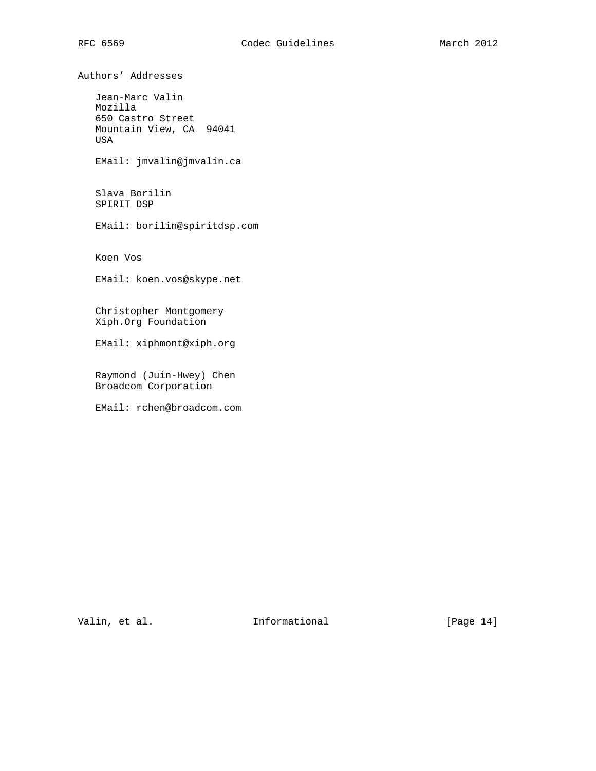# Authors' Addresses

Jean-Marc Valin
Mozilla
650 Castro Street
Mountain View, CA  94041
USA

EMail: jmvalin@jmvalin.ca

Slava Borilin
SPIRIT DSP

EMail: borilin@spiritdsp.com

Koen Vos

EMail: koen.vos@skype.net

Christopher Montgomery
Xiph.Org Foundation

EMail: xiphmont@xiph.org

Raymond (Juin-Hwey) Chen
Broadcom Corporation

EMail: rchen@broadcom.com